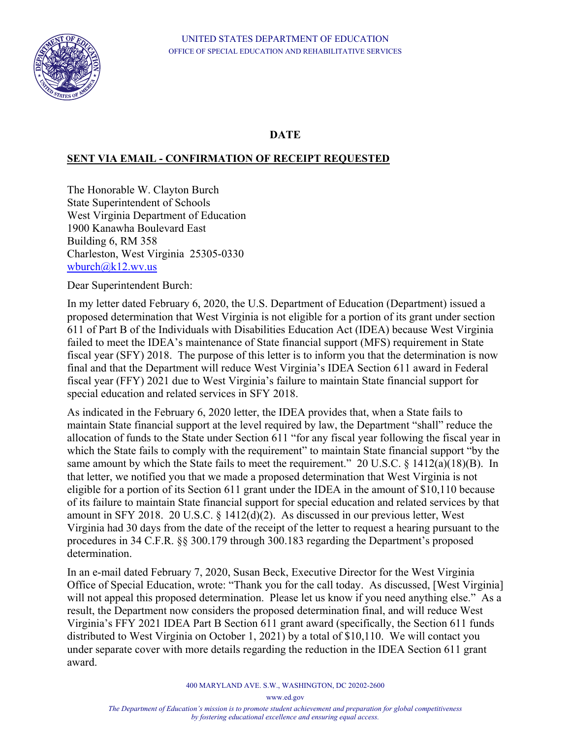UNITED STATES DEPARTMENT OF EDUCATION
OFFICE OF SPECIAL EDUCATION AND REHABILITATIVE SERVICES

**DATE**

**SENT VIA EMAIL - CONFIRMATION OF RECEIPT REQUESTED**

The Honorable W. Clayton Burch
State Superintendent of Schools
West Virginia Department of Education
1900 Kanawha Boulevard East
Building 6, RM 358
Charleston, West Virginia 25305-0330
wburch@k12.wv.us

Dear Superintendent Burch:

In my letter dated February 6, 2020, the U.S. Department of Education (Department) issued a proposed determination that West Virginia is not eligible for a portion of its grant under section 611 of Part B of the Individuals with Disabilities Education Act (IDEA) because West Virginia failed to meet the IDEA's maintenance of State financial support (MFS) requirement in State fiscal year (SFY) 2018. The purpose of this letter is to inform you that the determination is now final and that the Department will reduce West Virginia's IDEA Section 611 award in Federal fiscal year (FFY) 2021 due to West Virginia's failure to maintain State financial support for special education and related services in SFY 2018.

As indicated in the February 6, 2020 letter, the IDEA provides that, when a State fails to maintain State financial support at the level required by law, the Department "shall" reduce the allocation of funds to the State under Section 611 "for any fiscal year following the fiscal year in which the State fails to comply with the requirement" to maintain State financial support "by the same amount by which the State fails to meet the requirement." 20 U.S.C. § 1412(a)(18)(B). In that letter, we notified you that we made a proposed determination that West Virginia is not eligible for a portion of its Section 611 grant under the IDEA in the amount of $10,110 because of its failure to maintain State financial support for special education and related services by that amount in SFY 2018. 20 U.S.C. § 1412(d)(2). As discussed in our previous letter, West Virginia had 30 days from the date of the receipt of the letter to request a hearing pursuant to the procedures in 34 C.F.R. §§ 300.179 through 300.183 regarding the Department's proposed determination.

In an e-mail dated February 7, 2020, Susan Beck, Executive Director for the West Virginia Office of Special Education, wrote: "Thank you for the call today. As discussed, [West Virginia] will not appeal this proposed determination. Please let us know if you need anything else." As a result, the Department now considers the proposed determination final, and will reduce West Virginia's FFY 2021 IDEA Part B Section 611 grant award (specifically, the Section 611 funds distributed to West Virginia on October 1, 2021) by a total of $10,110. We will contact you under separate cover with more details regarding the reduction in the IDEA Section 611 grant award.

400 MARYLAND AVE. S.W., WASHINGTON, DC 20202-2600

www.ed.gov

*The Department of Education's mission is to promote student achievement and preparation for global competitiveness by fostering educational excellence and ensuring equal access.*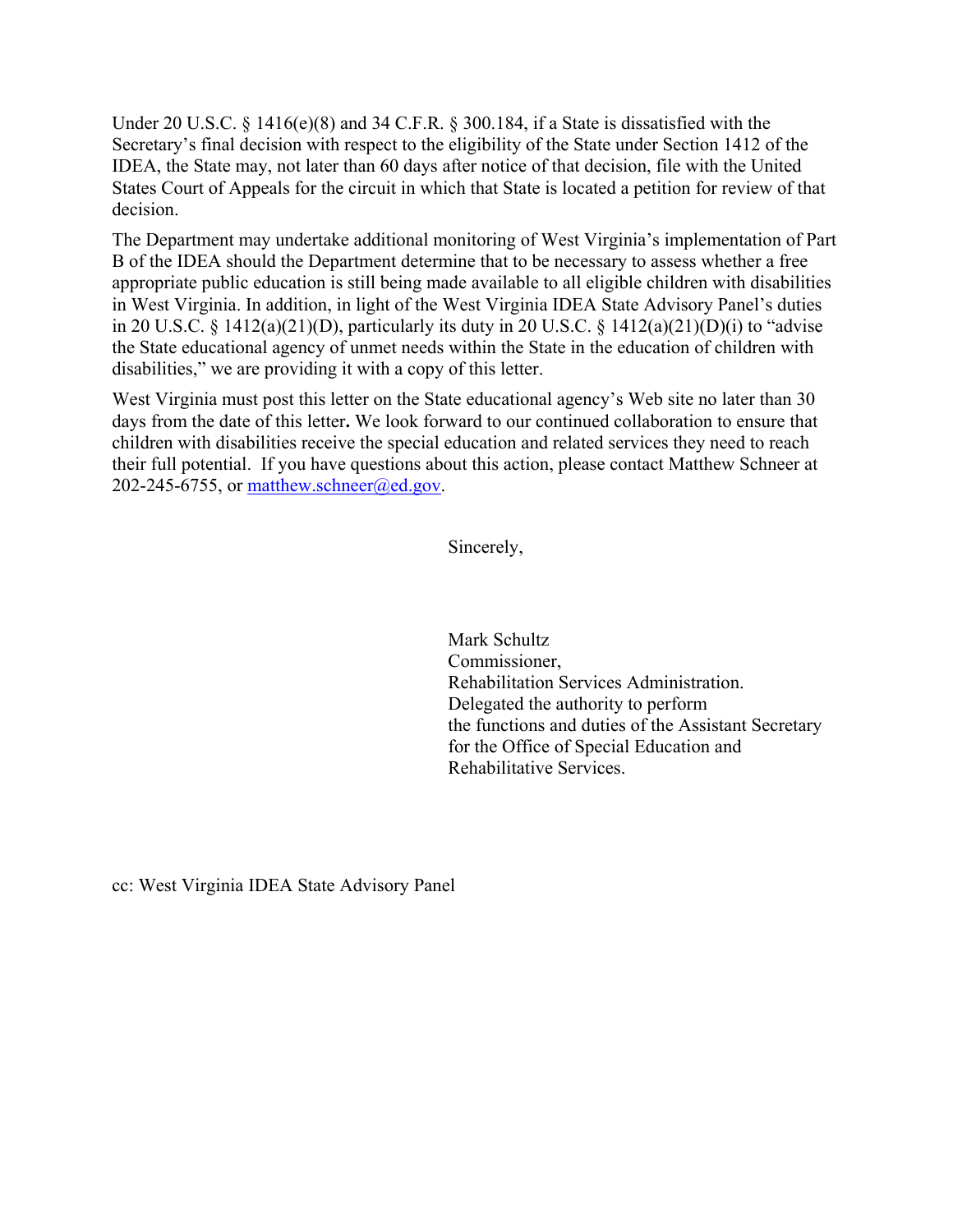Under 20 U.S.C. § 1416(e)(8) and 34 C.F.R. § 300.184, if a State is dissatisfied with the Secretary's final decision with respect to the eligibility of the State under Section 1412 of the IDEA, the State may, not later than 60 days after notice of that decision, file with the United States Court of Appeals for the circuit in which that State is located a petition for review of that decision.

The Department may undertake additional monitoring of West Virginia's implementation of Part B of the IDEA should the Department determine that to be necessary to assess whether a free appropriate public education is still being made available to all eligible children with disabilities in West Virginia. In addition, in light of the West Virginia IDEA State Advisory Panel's duties in 20 U.S.C. § 1412(a)(21)(D), particularly its duty in 20 U.S.C. § 1412(a)(21)(D)(i) to "advise the State educational agency of unmet needs within the State in the education of children with disabilities," we are providing it with a copy of this letter.

West Virginia must post this letter on the State educational agency's Web site no later than 30 days from the date of this letter. We look forward to our continued collaboration to ensure that children with disabilities receive the special education and related services they need to reach their full potential. If you have questions about this action, please contact Matthew Schneer at 202-245-6755, or [matthew.schneer@ed.gov](mailto:matthew.schneer@ed.gov).

Sincerely,

Mark Schultz
Commissioner,
Rehabilitation Services Administration.
Delegated the authority to perform
the functions and duties of the Assistant Secretary
for the Office of Special Education and
Rehabilitative Services.

cc: West Virginia IDEA State Advisory Panel